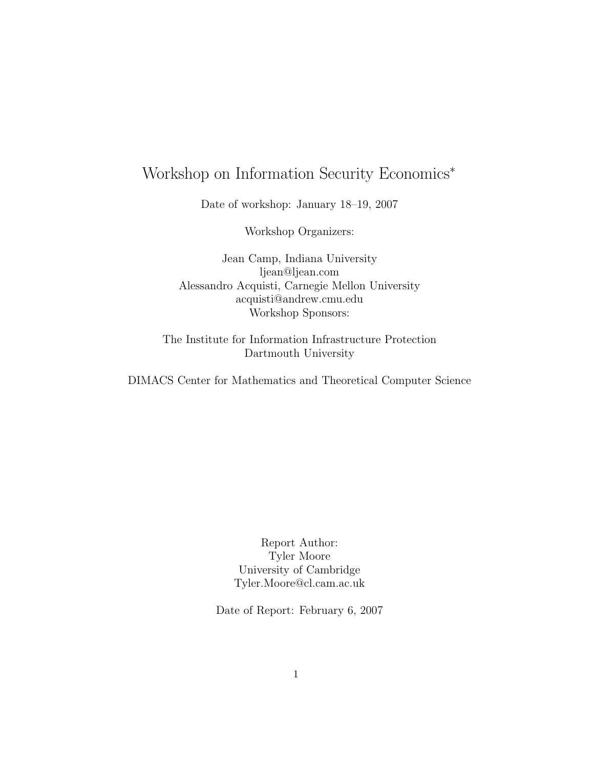# Workshop on Information Security Economics*

Date of workshop: January 18–19, 2007

Workshop Organizers:

Jean Camp, Indiana University
ljean@ljean.com
Alessandro Acquisti, Carnegie Mellon University
acquisti@andrew.cmu.edu
Workshop Sponsors:

The Institute for Information Infrastructure Protection
Dartmouth University

DIMACS Center for Mathematics and Theoretical Computer Science

Report Author:
Tyler Moore
University of Cambridge
Tyler.Moore@cl.cam.ac.uk

Date of Report: February 6, 2007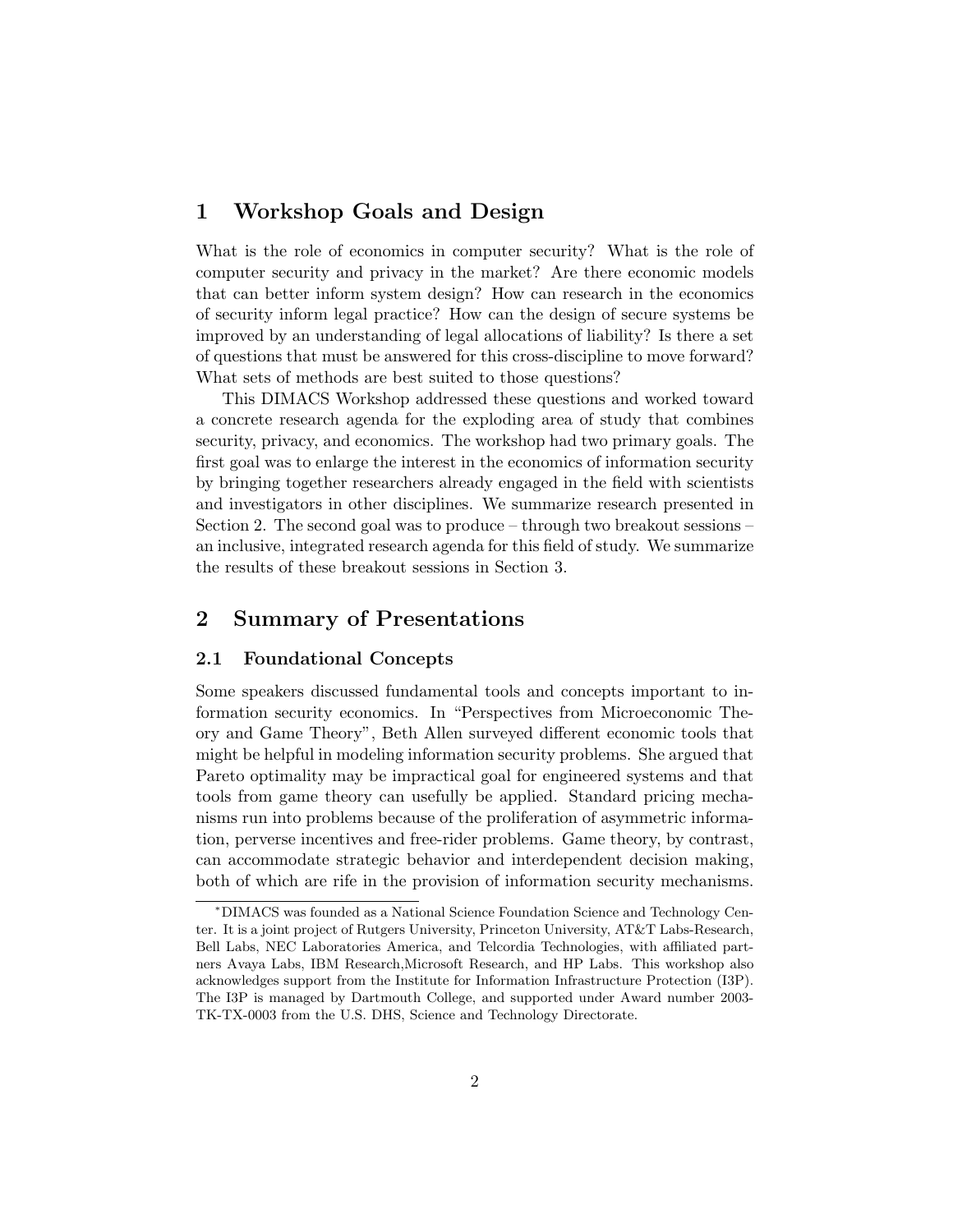## 1 Workshop Goals and Design

What is the role of economics in computer security? What is the role of computer security and privacy in the market? Are there economic models that can better inform system design? How can research in the economics of security inform legal practice? How can the design of secure systems be improved by an understanding of legal allocations of liability? Is there a set of questions that must be answered for this cross-discipline to move forward? What sets of methods are best suited to those questions?

This DIMACS Workshop addressed these questions and worked toward a concrete research agenda for the exploding area of study that combines security, privacy, and economics. The workshop had two primary goals. The first goal was to enlarge the interest in the economics of information security by bringing together researchers already engaged in the field with scientists and investigators in other disciplines. We summarize research presented in Section 2. The second goal was to produce – through two breakout sessions – an inclusive, integrated research agenda for this field of study. We summarize the results of these breakout sessions in Section 3.

## 2 Summary of Presentations

### 2.1 Foundational Concepts

Some speakers discussed fundamental tools and concepts important to information security economics. In "Perspectives from Microeconomic Theory and Game Theory", Beth Allen surveyed different economic tools that might be helpful in modeling information security problems. She argued that Pareto optimality may be impractical goal for engineered systems and that tools from game theory can usefully be applied. Standard pricing mechanisms run into problems because of the proliferation of asymmetric information, perverse incentives and free-rider problems. Game theory, by contrast, can accommodate strategic behavior and interdependent decision making, both of which are rife in the provision of information security mechanisms.

---

*DIMACS was founded as a National Science Foundation Science and Technology Center. It is a joint project of Rutgers University, Princeton University, AT&T Labs-Research, Bell Labs, NEC Laboratories America, and Telcordia Technologies, with affiliated partners Avaya Labs, IBM Research,Microsoft Research, and HP Labs. This workshop also acknowledges support from the Institute for Information Infrastructure Protection (I3P). The I3P is managed by Dartmouth College, and supported under Award number 2003-TK-TX-0003 from the U.S. DHS, Science and Technology Directorate.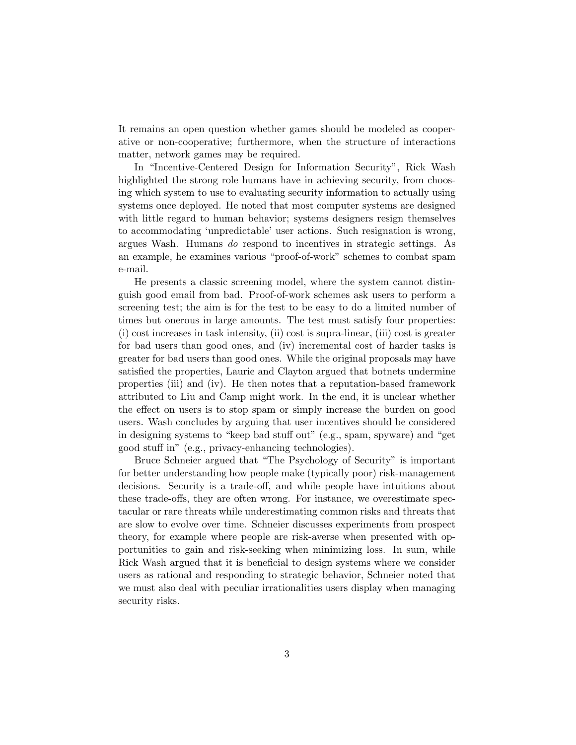It remains an open question whether games should be modeled as cooperative or non-cooperative; furthermore, when the structure of interactions matter, network games may be required.

In "Incentive-Centered Design for Information Security", Rick Wash highlighted the strong role humans have in achieving security, from choosing which system to use to evaluating security information to actually using systems once deployed. He noted that most computer systems are designed with little regard to human behavior; systems designers resign themselves to accommodating 'unpredictable' user actions. Such resignation is wrong, argues Wash. Humans *do* respond to incentives in strategic settings. As an example, he examines various "proof-of-work" schemes to combat spam e-mail.

He presents a classic screening model, where the system cannot distinguish good email from bad. Proof-of-work schemes ask users to perform a screening test; the aim is for the test to be easy to do a limited number of times but onerous in large amounts. The test must satisfy four properties: (i) cost increases in task intensity, (ii) cost is supra-linear, (iii) cost is greater for bad users than good ones, and (iv) incremental cost of harder tasks is greater for bad users than good ones. While the original proposals may have satisfied the properties, Laurie and Clayton argued that botnets undermine properties (iii) and (iv). He then notes that a reputation-based framework attributed to Liu and Camp might work. In the end, it is unclear whether the effect on users is to stop spam or simply increase the burden on good users. Wash concludes by arguing that user incentives should be considered in designing systems to "keep bad stuff out" (e.g., spam, spyware) and "get good stuff in" (e.g., privacy-enhancing technologies).

Bruce Schneier argued that "The Psychology of Security" is important for better understanding how people make (typically poor) risk-management decisions. Security is a trade-off, and while people have intuitions about these trade-offs, they are often wrong. For instance, we overestimate spectacular or rare threats while underestimating common risks and threats that are slow to evolve over time. Schneier discusses experiments from prospect theory, for example where people are risk-averse when presented with opportunities to gain and risk-seeking when minimizing loss. In sum, while Rick Wash argued that it is beneficial to design systems where we consider users as rational and responding to strategic behavior, Schneier noted that we must also deal with peculiar irrationalities users display when managing security risks.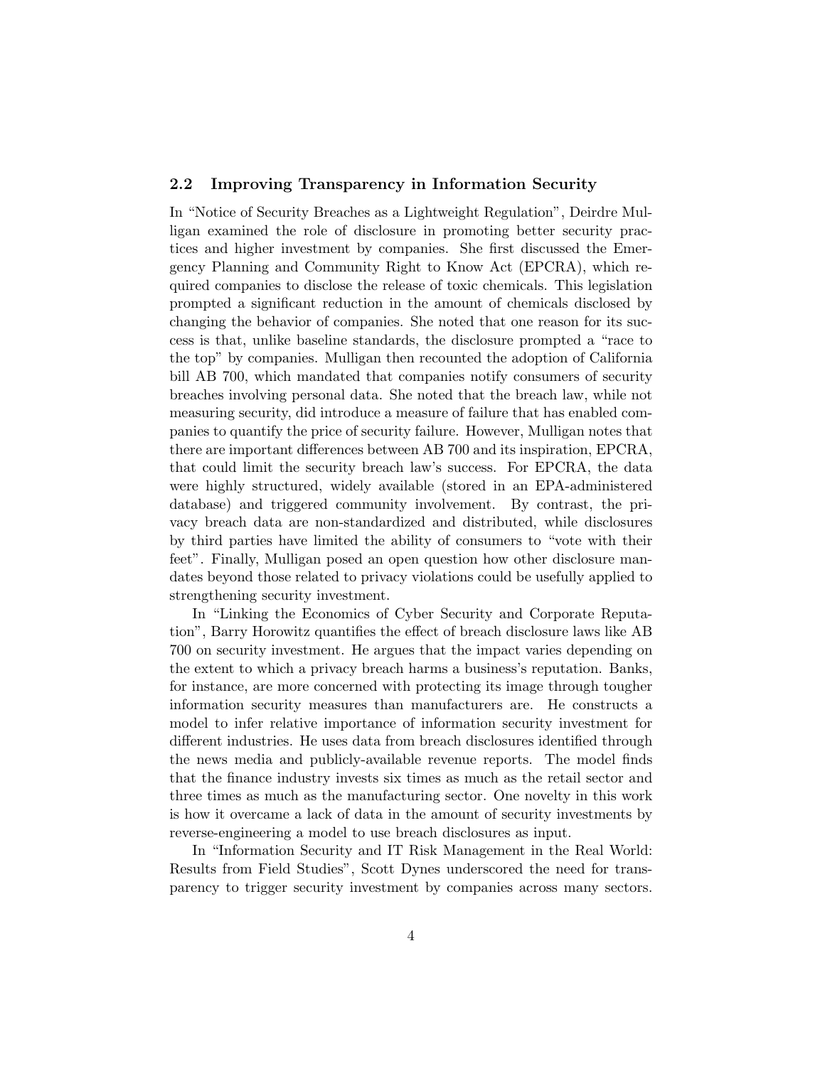## 2.2 Improving Transparency in Information Security

In "Notice of Security Breaches as a Lightweight Regulation", Deirdre Mulligan examined the role of disclosure in promoting better security practices and higher investment by companies. She first discussed the Emergency Planning and Community Right to Know Act (EPCRA), which required companies to disclose the release of toxic chemicals. This legislation prompted a significant reduction in the amount of chemicals disclosed by changing the behavior of companies. She noted that one reason for its success is that, unlike baseline standards, the disclosure prompted a "race to the top" by companies. Mulligan then recounted the adoption of California bill AB 700, which mandated that companies notify consumers of security breaches involving personal data. She noted that the breach law, while not measuring security, did introduce a measure of failure that has enabled companies to quantify the price of security failure. However, Mulligan notes that there are important differences between AB 700 and its inspiration, EPCRA, that could limit the security breach law's success. For EPCRA, the data were highly structured, widely available (stored in an EPA-administered database) and triggered community involvement. By contrast, the privacy breach data are non-standardized and distributed, while disclosures by third parties have limited the ability of consumers to "vote with their feet". Finally, Mulligan posed an open question how other disclosure mandates beyond those related to privacy violations could be usefully applied to strengthening security investment.

In "Linking the Economics of Cyber Security and Corporate Reputation", Barry Horowitz quantifies the effect of breach disclosure laws like AB 700 on security investment. He argues that the impact varies depending on the extent to which a privacy breach harms a business's reputation. Banks, for instance, are more concerned with protecting its image through tougher information security measures than manufacturers are. He constructs a model to infer relative importance of information security investment for different industries. He uses data from breach disclosures identified through the news media and publicly-available revenue reports. The model finds that the finance industry invests six times as much as the retail sector and three times as much as the manufacturing sector. One novelty in this work is how it overcame a lack of data in the amount of security investments by reverse-engineering a model to use breach disclosures as input.

In "Information Security and IT Risk Management in the Real World: Results from Field Studies", Scott Dynes underscored the need for transparency to trigger security investment by companies across many sectors.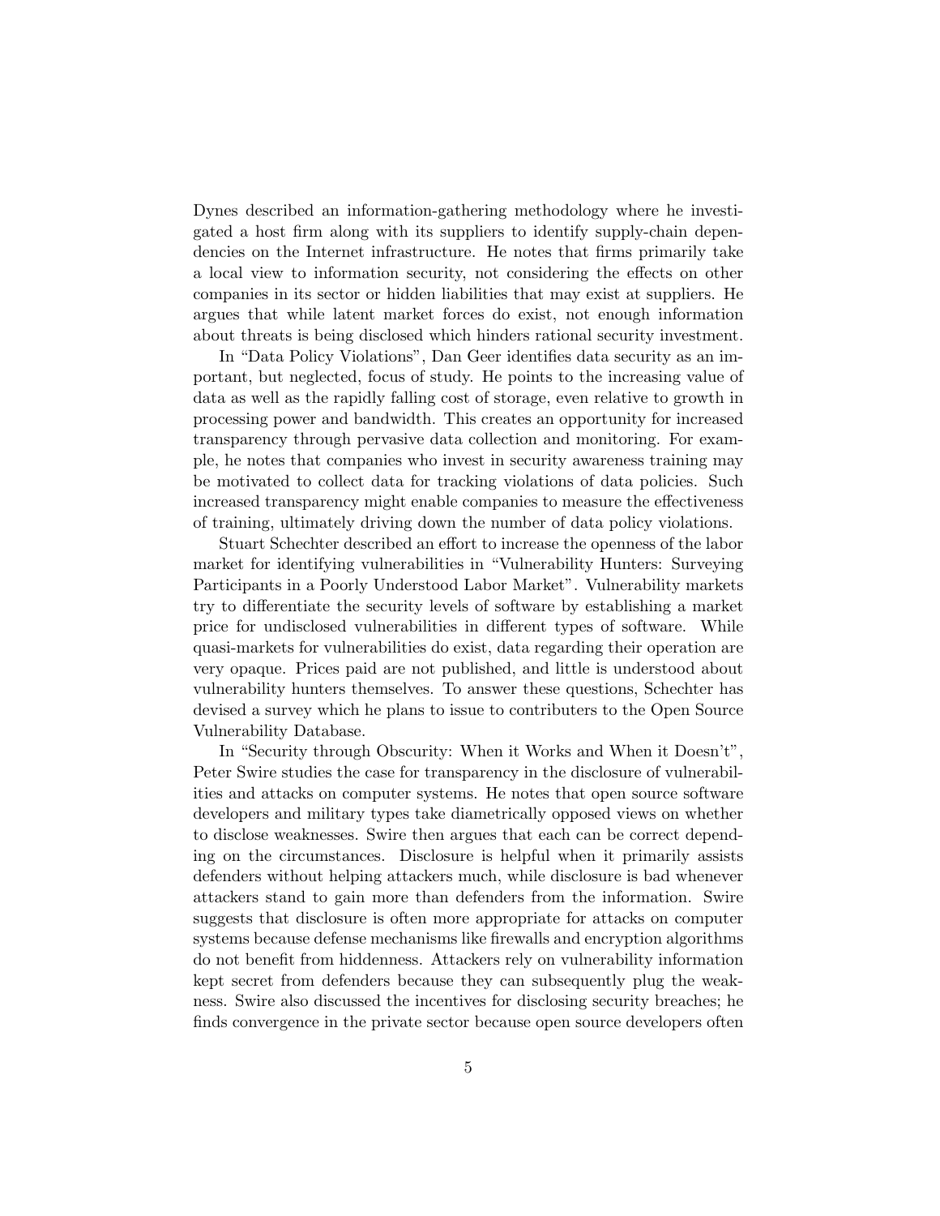Dynes described an information-gathering methodology where he investigated a host firm along with its suppliers to identify supply-chain dependencies on the Internet infrastructure. He notes that firms primarily take a local view to information security, not considering the effects on other companies in its sector or hidden liabilities that may exist at suppliers. He argues that while latent market forces do exist, not enough information about threats is being disclosed which hinders rational security investment.

In "Data Policy Violations", Dan Geer identifies data security as an important, but neglected, focus of study. He points to the increasing value of data as well as the rapidly falling cost of storage, even relative to growth in processing power and bandwidth. This creates an opportunity for increased transparency through pervasive data collection and monitoring. For example, he notes that companies who invest in security awareness training may be motivated to collect data for tracking violations of data policies. Such increased transparency might enable companies to measure the effectiveness of training, ultimately driving down the number of data policy violations.

Stuart Schechter described an effort to increase the openness of the labor market for identifying vulnerabilities in "Vulnerability Hunters: Surveying Participants in a Poorly Understood Labor Market". Vulnerability markets try to differentiate the security levels of software by establishing a market price for undisclosed vulnerabilities in different types of software. While quasi-markets for vulnerabilities do exist, data regarding their operation are very opaque. Prices paid are not published, and little is understood about vulnerability hunters themselves. To answer these questions, Schechter has devised a survey which he plans to issue to contributers to the Open Source Vulnerability Database.

In "Security through Obscurity: When it Works and When it Doesn't", Peter Swire studies the case for transparency in the disclosure of vulnerabilities and attacks on computer systems. He notes that open source software developers and military types take diametrically opposed views on whether to disclose weaknesses. Swire then argues that each can be correct depending on the circumstances. Disclosure is helpful when it primarily assists defenders without helping attackers much, while disclosure is bad whenever attackers stand to gain more than defenders from the information. Swire suggests that disclosure is often more appropriate for attacks on computer systems because defense mechanisms like firewalls and encryption algorithms do not benefit from hiddenness. Attackers rely on vulnerability information kept secret from defenders because they can subsequently plug the weakness. Swire also discussed the incentives for disclosing security breaches; he finds convergence in the private sector because open source developers often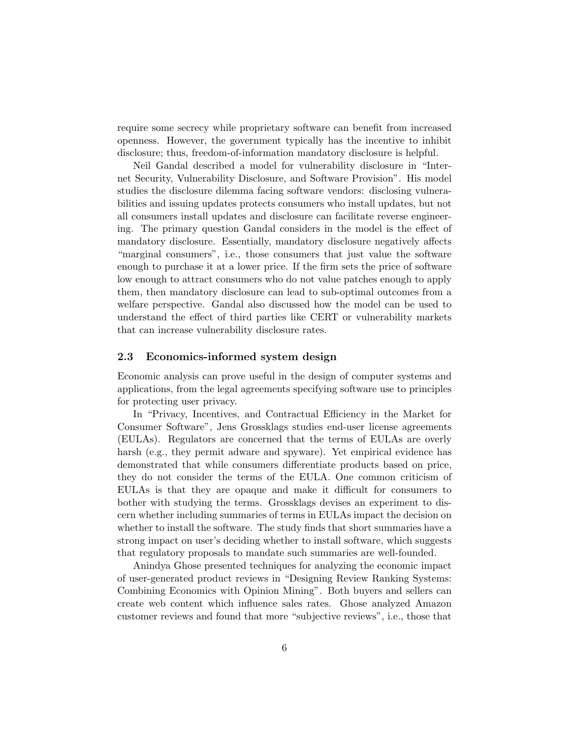require some secrecy while proprietary software can benefit from increased openness. However, the government typically has the incentive to inhibit disclosure; thus, freedom-of-information mandatory disclosure is helpful.

Neil Gandal described a model for vulnerability disclosure in "Internet Security, Vulnerability Disclosure, and Software Provision". His model studies the disclosure dilemma facing software vendors: disclosing vulnerabilities and issuing updates protects consumers who install updates, but not all consumers install updates and disclosure can facilitate reverse engineering. The primary question Gandal considers in the model is the effect of mandatory disclosure. Essentially, mandatory disclosure negatively affects "marginal consumers", i.e., those consumers that just value the software enough to purchase it at a lower price. If the firm sets the price of software low enough to attract consumers who do not value patches enough to apply them, then mandatory disclosure can lead to sub-optimal outcomes from a welfare perspective. Gandal also discussed how the model can be used to understand the effect of third parties like CERT or vulnerability markets that can increase vulnerability disclosure rates.

### 2.3 Economics-informed system design

Economic analysis can prove useful in the design of computer systems and applications, from the legal agreements specifying software use to principles for protecting user privacy.

In "Privacy, Incentives, and Contractual Efficiency in the Market for Consumer Software", Jens Grossklags studies end-user license agreements (EULAs). Regulators are concerned that the terms of EULAs are overly harsh (e.g., they permit adware and spyware). Yet empirical evidence has demonstrated that while consumers differentiate products based on price, they do not consider the terms of the EULA. One common criticism of EULAs is that they are opaque and make it difficult for consumers to bother with studying the terms. Grossklags devises an experiment to discern whether including summaries of terms in EULAs impact the decision on whether to install the software. The study finds that short summaries have a strong impact on user's deciding whether to install software, which suggests that regulatory proposals to mandate such summaries are well-founded.

Anindya Ghose presented techniques for analyzing the economic impact of user-generated product reviews in "Designing Review Ranking Systems: Combining Economics with Opinion Mining". Both buyers and sellers can create web content which influence sales rates. Ghose analyzed Amazon customer reviews and found that more "subjective reviews", i.e., those that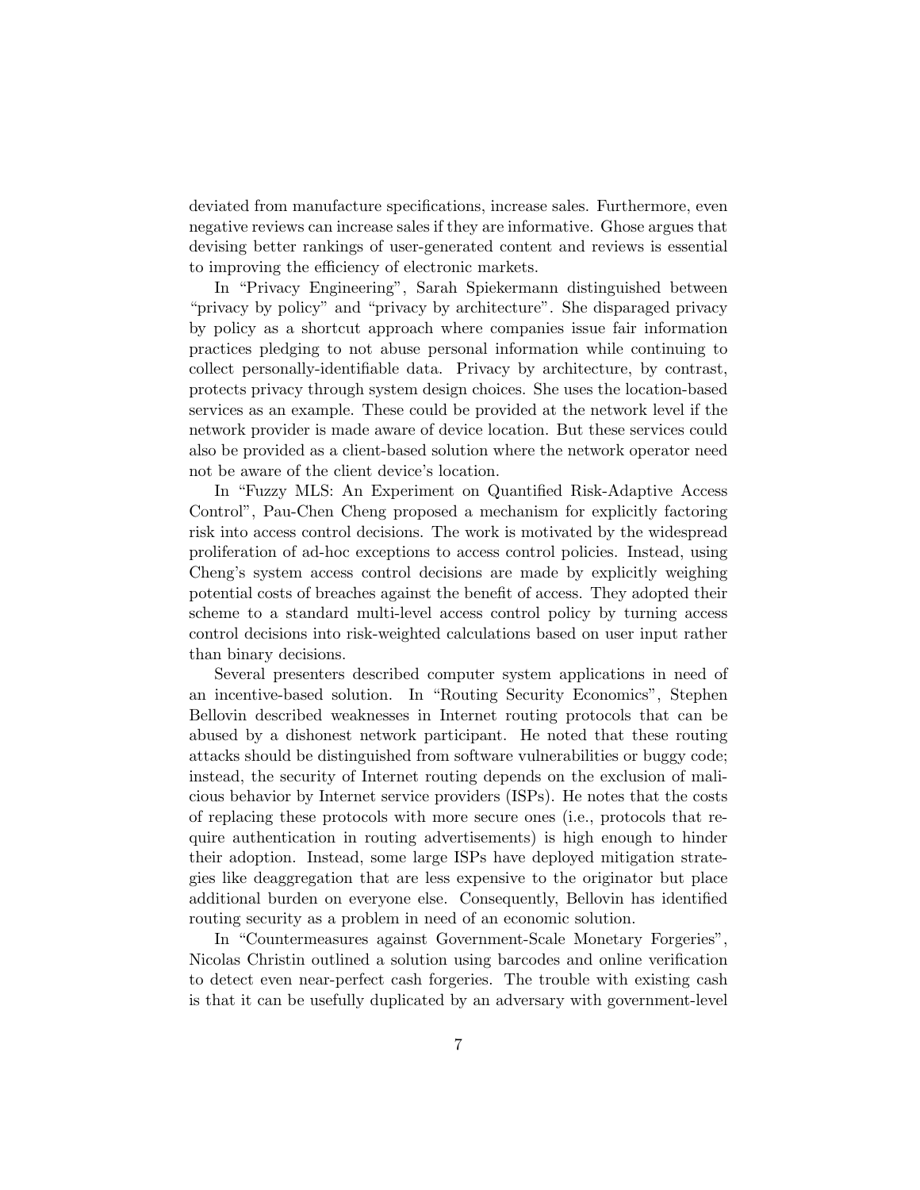deviated from manufacture specifications, increase sales. Furthermore, even negative reviews can increase sales if they are informative. Ghose argues that devising better rankings of user-generated content and reviews is essential to improving the efficiency of electronic markets.

In "Privacy Engineering", Sarah Spiekermann distinguished between "privacy by policy" and "privacy by architecture". She disparaged privacy by policy as a shortcut approach where companies issue fair information practices pledging to not abuse personal information while continuing to collect personally-identifiable data. Privacy by architecture, by contrast, protects privacy through system design choices. She uses the location-based services as an example. These could be provided at the network level if the network provider is made aware of device location. But these services could also be provided as a client-based solution where the network operator need not be aware of the client device's location.

In "Fuzzy MLS: An Experiment on Quantified Risk-Adaptive Access Control", Pau-Chen Cheng proposed a mechanism for explicitly factoring risk into access control decisions. The work is motivated by the widespread proliferation of ad-hoc exceptions to access control policies. Instead, using Cheng's system access control decisions are made by explicitly weighing potential costs of breaches against the benefit of access. They adopted their scheme to a standard multi-level access control policy by turning access control decisions into risk-weighted calculations based on user input rather than binary decisions.

Several presenters described computer system applications in need of an incentive-based solution. In "Routing Security Economics", Stephen Bellovin described weaknesses in Internet routing protocols that can be abused by a dishonest network participant. He noted that these routing attacks should be distinguished from software vulnerabilities or buggy code; instead, the security of Internet routing depends on the exclusion of malicious behavior by Internet service providers (ISPs). He notes that the costs of replacing these protocols with more secure ones (i.e., protocols that require authentication in routing advertisements) is high enough to hinder their adoption. Instead, some large ISPs have deployed mitigation strategies like deaggregation that are less expensive to the originator but place additional burden on everyone else. Consequently, Bellovin has identified routing security as a problem in need of an economic solution.

In "Countermeasures against Government-Scale Monetary Forgeries", Nicolas Christin outlined a solution using barcodes and online verification to detect even near-perfect cash forgeries. The trouble with existing cash is that it can be usefully duplicated by an adversary with government-level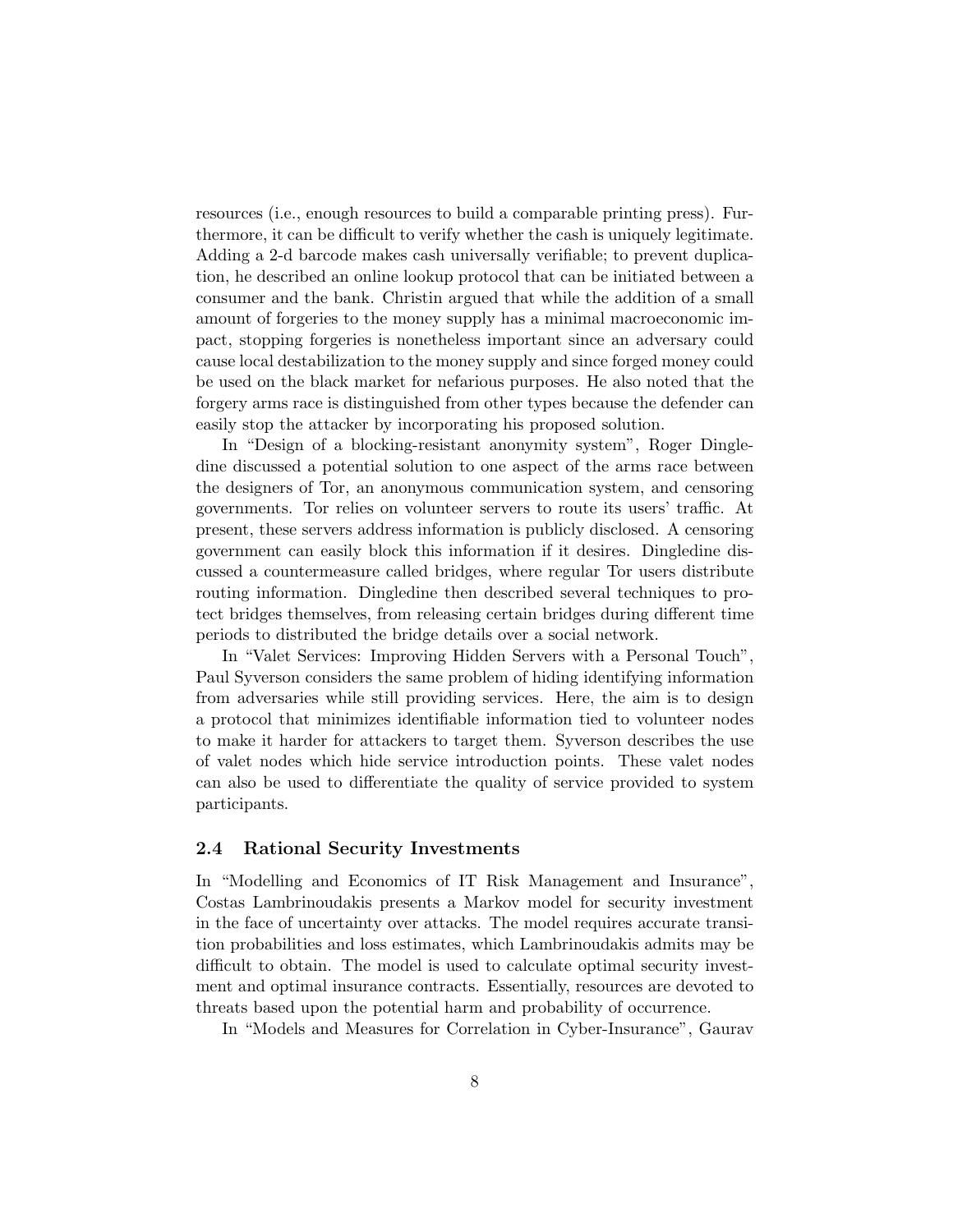resources (i.e., enough resources to build a comparable printing press). Furthermore, it can be difficult to verify whether the cash is uniquely legitimate. Adding a 2-d barcode makes cash universally verifiable; to prevent duplication, he described an online lookup protocol that can be initiated between a consumer and the bank. Christin argued that while the addition of a small amount of forgeries to the money supply has a minimal macroeconomic impact, stopping forgeries is nonetheless important since an adversary could cause local destabilization to the money supply and since forged money could be used on the black market for nefarious purposes. He also noted that the forgery arms race is distinguished from other types because the defender can easily stop the attacker by incorporating his proposed solution.

In "Design of a blocking-resistant anonymity system", Roger Dingledine discussed a potential solution to one aspect of the arms race between the designers of Tor, an anonymous communication system, and censoring governments. Tor relies on volunteer servers to route its users' traffic. At present, these servers address information is publicly disclosed. A censoring government can easily block this information if it desires. Dingledine discussed a countermeasure called bridges, where regular Tor users distribute routing information. Dingledine then described several techniques to protect bridges themselves, from releasing certain bridges during different time periods to distributed the bridge details over a social network.

In "Valet Services: Improving Hidden Servers with a Personal Touch", Paul Syverson considers the same problem of hiding identifying information from adversaries while still providing services. Here, the aim is to design a protocol that minimizes identifiable information tied to volunteer nodes to make it harder for attackers to target them. Syverson describes the use of valet nodes which hide service introduction points. These valet nodes can also be used to differentiate the quality of service provided to system participants.

### 2.4 Rational Security Investments

In "Modelling and Economics of IT Risk Management and Insurance", Costas Lambrinoudakis presents a Markov model for security investment in the face of uncertainty over attacks. The model requires accurate transition probabilities and loss estimates, which Lambrinoudakis admits may be difficult to obtain. The model is used to calculate optimal security investment and optimal insurance contracts. Essentially, resources are devoted to threats based upon the potential harm and probability of occurrence.

In "Models and Measures for Correlation in Cyber-Insurance", Gaurav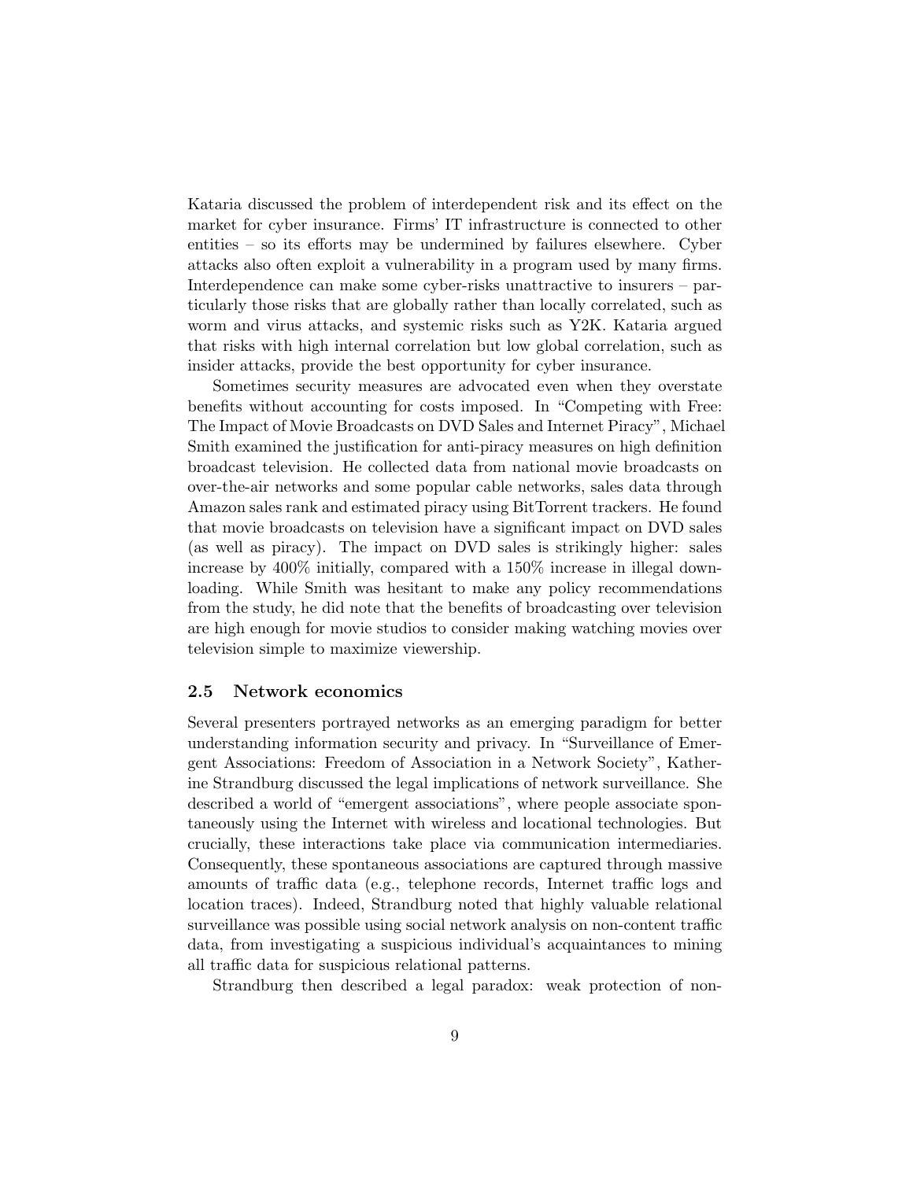Kataria discussed the problem of interdependent risk and its effect on the market for cyber insurance. Firms' IT infrastructure is connected to other entities – so its efforts may be undermined by failures elsewhere. Cyber attacks also often exploit a vulnerability in a program used by many firms. Interdependence can make some cyber-risks unattractive to insurers – particularly those risks that are globally rather than locally correlated, such as worm and virus attacks, and systemic risks such as Y2K. Kataria argued that risks with high internal correlation but low global correlation, such as insider attacks, provide the best opportunity for cyber insurance.

Sometimes security measures are advocated even when they overstate benefits without accounting for costs imposed. In "Competing with Free: The Impact of Movie Broadcasts on DVD Sales and Internet Piracy", Michael Smith examined the justification for anti-piracy measures on high definition broadcast television. He collected data from national movie broadcasts on over-the-air networks and some popular cable networks, sales data through Amazon sales rank and estimated piracy using BitTorrent trackers. He found that movie broadcasts on television have a significant impact on DVD sales (as well as piracy). The impact on DVD sales is strikingly higher: sales increase by 400% initially, compared with a 150% increase in illegal downloading. While Smith was hesitant to make any policy recommendations from the study, he did note that the benefits of broadcasting over television are high enough for movie studios to consider making watching movies over television simple to maximize viewership.

### 2.5 Network economics

Several presenters portrayed networks as an emerging paradigm for better understanding information security and privacy. In "Surveillance of Emergent Associations: Freedom of Association in a Network Society", Katherine Strandburg discussed the legal implications of network surveillance. She described a world of "emergent associations", where people associate spontaneously using the Internet with wireless and locational technologies. But crucially, these interactions take place via communication intermediaries. Consequently, these spontaneous associations are captured through massive amounts of traffic data (e.g., telephone records, Internet traffic logs and location traces). Indeed, Strandburg noted that highly valuable relational surveillance was possible using social network analysis on non-content traffic data, from investigating a suspicious individual's acquaintances to mining all traffic data for suspicious relational patterns.

Strandburg then described a legal paradox: weak protection of non-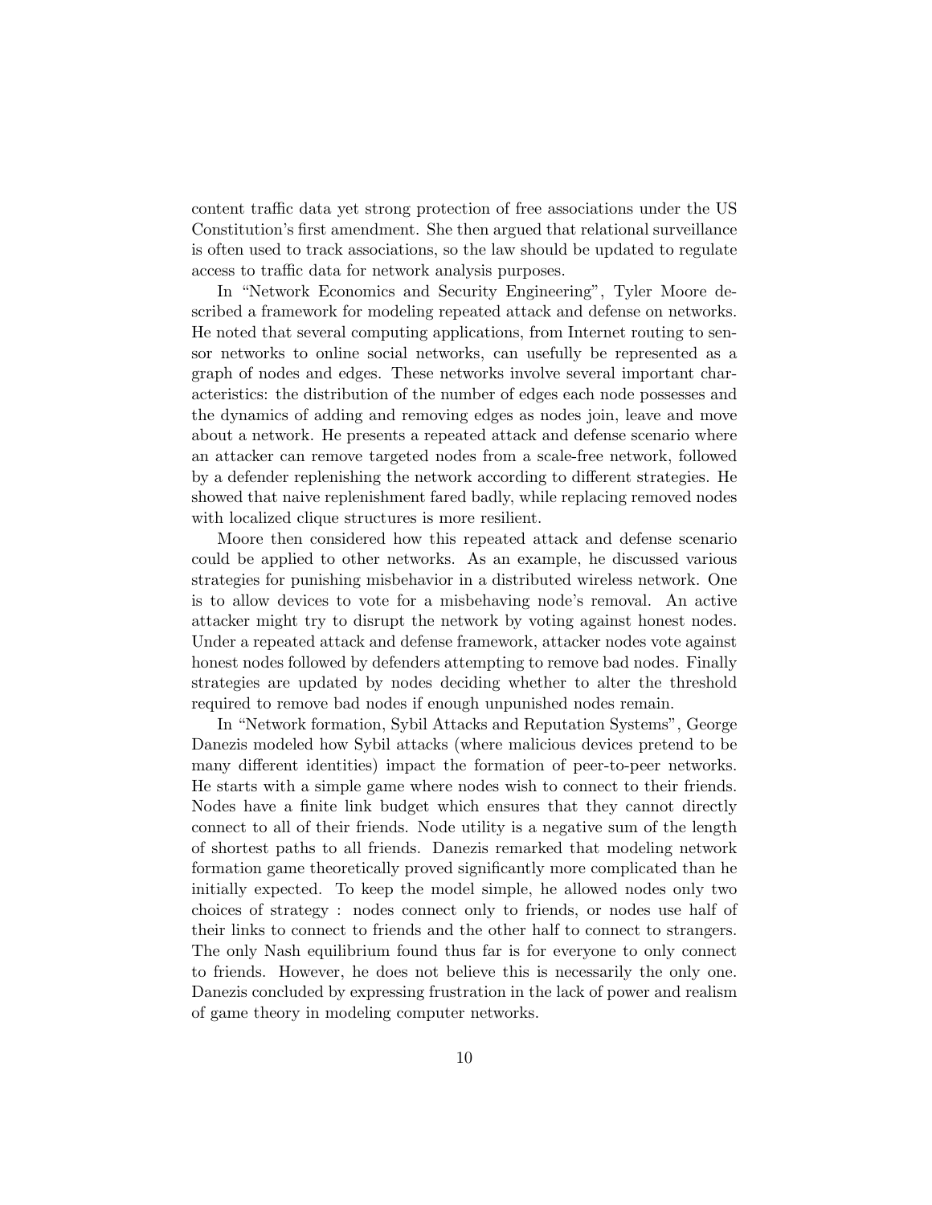content traffic data yet strong protection of free associations under the US Constitution's first amendment. She then argued that relational surveillance is often used to track associations, so the law should be updated to regulate access to traffic data for network analysis purposes.

In "Network Economics and Security Engineering", Tyler Moore described a framework for modeling repeated attack and defense on networks. He noted that several computing applications, from Internet routing to sensor networks to online social networks, can usefully be represented as a graph of nodes and edges. These networks involve several important characteristics: the distribution of the number of edges each node possesses and the dynamics of adding and removing edges as nodes join, leave and move about a network. He presents a repeated attack and defense scenario where an attacker can remove targeted nodes from a scale-free network, followed by a defender replenishing the network according to different strategies. He showed that naive replenishment fared badly, while replacing removed nodes with localized clique structures is more resilient.

Moore then considered how this repeated attack and defense scenario could be applied to other networks. As an example, he discussed various strategies for punishing misbehavior in a distributed wireless network. One is to allow devices to vote for a misbehaving node's removal. An active attacker might try to disrupt the network by voting against honest nodes. Under a repeated attack and defense framework, attacker nodes vote against honest nodes followed by defenders attempting to remove bad nodes. Finally strategies are updated by nodes deciding whether to alter the threshold required to remove bad nodes if enough unpunished nodes remain.

In "Network formation, Sybil Attacks and Reputation Systems", George Danezis modeled how Sybil attacks (where malicious devices pretend to be many different identities) impact the formation of peer-to-peer networks. He starts with a simple game where nodes wish to connect to their friends. Nodes have a finite link budget which ensures that they cannot directly connect to all of their friends. Node utility is a negative sum of the length of shortest paths to all friends. Danezis remarked that modeling network formation game theoretically proved significantly more complicated than he initially expected. To keep the model simple, he allowed nodes only two choices of strategy : nodes connect only to friends, or nodes use half of their links to connect to friends and the other half to connect to strangers. The only Nash equilibrium found thus far is for everyone to only connect to friends. However, he does not believe this is necessarily the only one. Danezis concluded by expressing frustration in the lack of power and realism of game theory in modeling computer networks.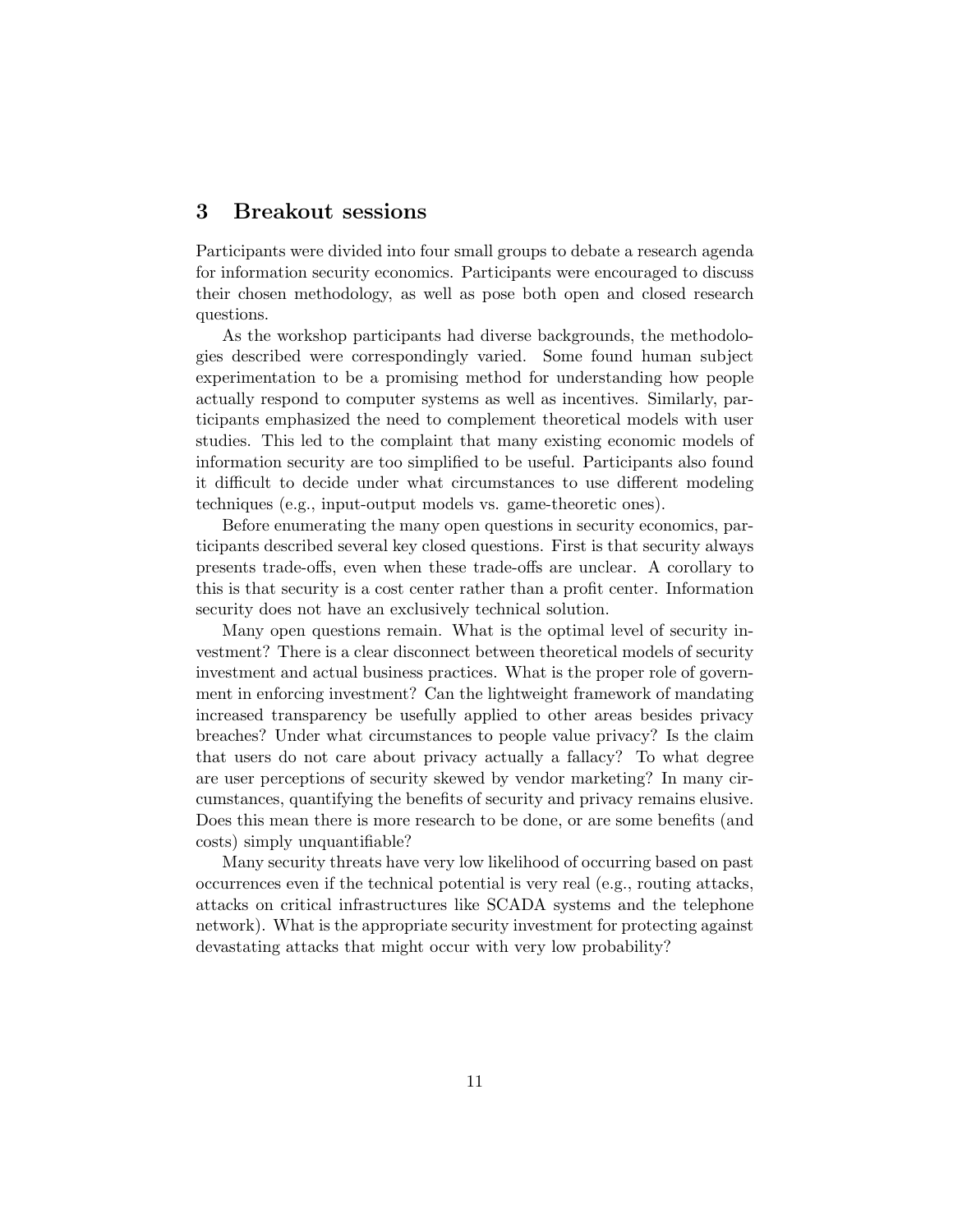## 3 Breakout sessions

Participants were divided into four small groups to debate a research agenda for information security economics. Participants were encouraged to discuss their chosen methodology, as well as pose both open and closed research questions.

As the workshop participants had diverse backgrounds, the methodologies described were correspondingly varied. Some found human subject experimentation to be a promising method for understanding how people actually respond to computer systems as well as incentives. Similarly, participants emphasized the need to complement theoretical models with user studies. This led to the complaint that many existing economic models of information security are too simplified to be useful. Participants also found it difficult to decide under what circumstances to use different modeling techniques (e.g., input-output models vs. game-theoretic ones).

Before enumerating the many open questions in security economics, participants described several key closed questions. First is that security always presents trade-offs, even when these trade-offs are unclear. A corollary to this is that security is a cost center rather than a profit center. Information security does not have an exclusively technical solution.

Many open questions remain. What is the optimal level of security investment? There is a clear disconnect between theoretical models of security investment and actual business practices. What is the proper role of government in enforcing investment? Can the lightweight framework of mandating increased transparency be usefully applied to other areas besides privacy breaches? Under what circumstances to people value privacy? Is the claim that users do not care about privacy actually a fallacy? To what degree are user perceptions of security skewed by vendor marketing? In many circumstances, quantifying the benefits of security and privacy remains elusive. Does this mean there is more research to be done, or are some benefits (and costs) simply unquantifiable?

Many security threats have very low likelihood of occurring based on past occurrences even if the technical potential is very real (e.g., routing attacks, attacks on critical infrastructures like SCADA systems and the telephone network). What is the appropriate security investment for protecting against devastating attacks that might occur with very low probability?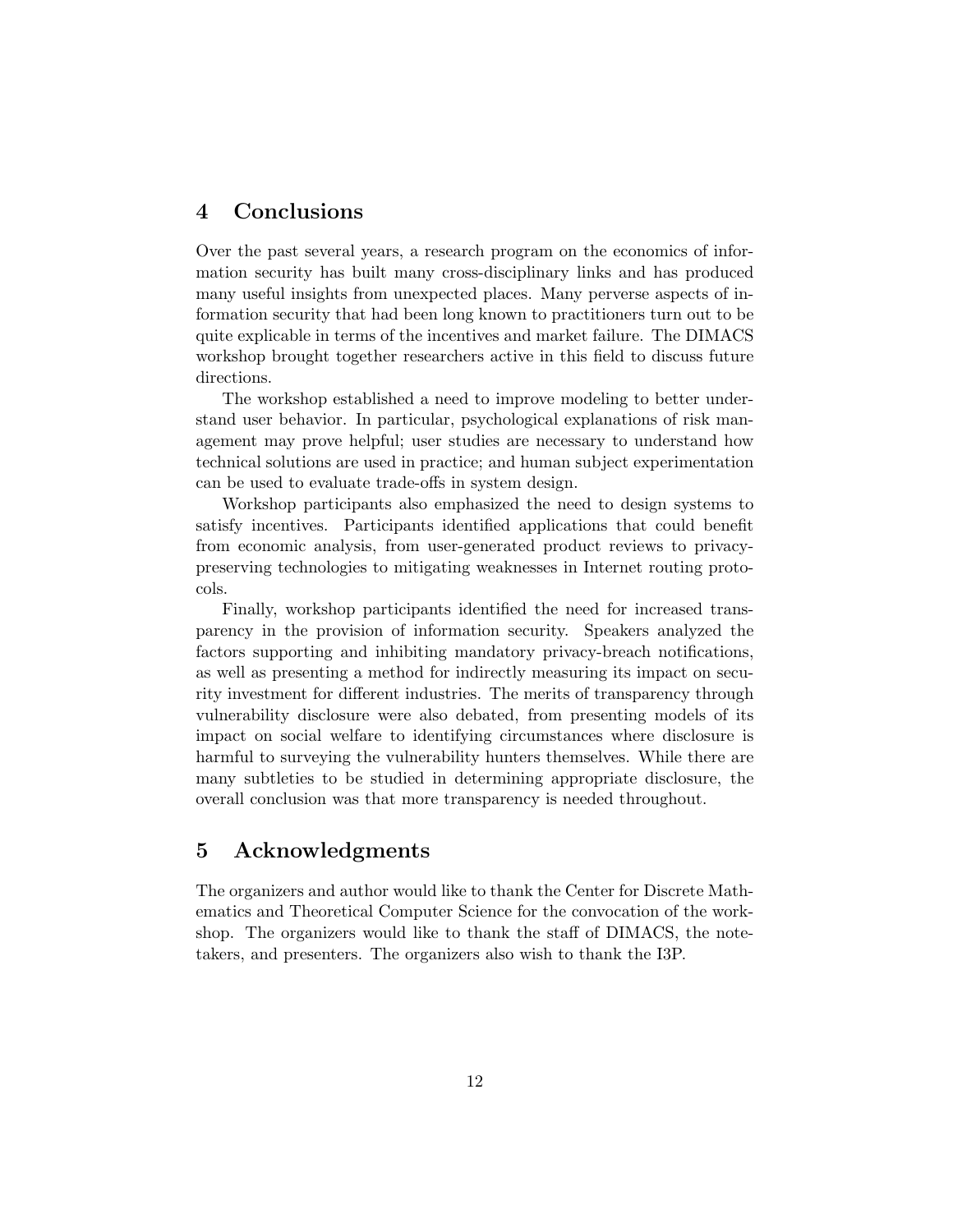## 4 Conclusions

Over the past several years, a research program on the economics of information security has built many cross-disciplinary links and has produced many useful insights from unexpected places. Many perverse aspects of information security that had been long known to practitioners turn out to be quite explicable in terms of the incentives and market failure. The DIMACS workshop brought together researchers active in this field to discuss future directions.

The workshop established a need to improve modeling to better understand user behavior. In particular, psychological explanations of risk management may prove helpful; user studies are necessary to understand how technical solutions are used in practice; and human subject experimentation can be used to evaluate trade-offs in system design.

Workshop participants also emphasized the need to design systems to satisfy incentives. Participants identified applications that could benefit from economic analysis, from user-generated product reviews to privacy-preserving technologies to mitigating weaknesses in Internet routing protocols.

Finally, workshop participants identified the need for increased transparency in the provision of information security. Speakers analyzed the factors supporting and inhibiting mandatory privacy-breach notifications, as well as presenting a method for indirectly measuring its impact on security investment for different industries. The merits of transparency through vulnerability disclosure were also debated, from presenting models of its impact on social welfare to identifying circumstances where disclosure is harmful to surveying the vulnerability hunters themselves. While there are many subtleties to be studied in determining appropriate disclosure, the overall conclusion was that more transparency is needed throughout.

## 5 Acknowledgments

The organizers and author would like to thank the Center for Discrete Mathematics and Theoretical Computer Science for the convocation of the workshop. The organizers would like to thank the staff of DIMACS, the note-takers, and presenters. The organizers also wish to thank the I3P.